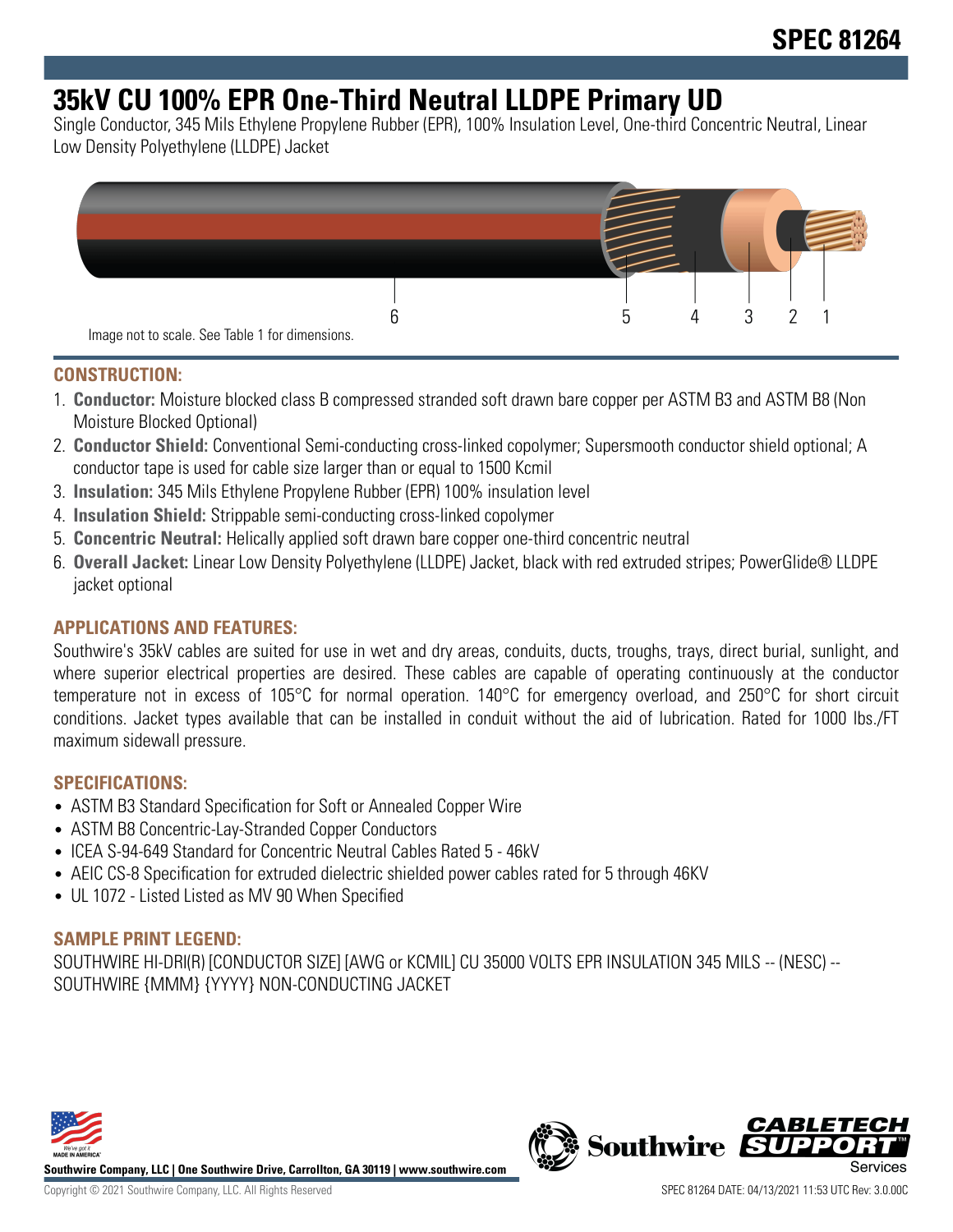# SPEC 81264

# 35kV CU 100% EPR One-Third Neutral LLDPE Primary UD

Single Conductor, 345 Mils Ethylene Propylene Rubber (EPR), 100% Insulation Level, One-third Concentric Neutral, Linear Low Density Polyethylene (LLDPE) Jacket

6 5 4 3 2 1

Image not to scale. See Table 1 for dimensions.

## CONSTRUCTION:

1. **Conductor:** Moisture blocked class B compressed stranded soft drawn bare copper per ASTM B3 and ASTM B8 (Non Moisture Blocked Optional)
2. **Conductor Shield:** Conventional Semi-conducting cross-linked copolymer; Supersmooth conductor shield optional; A conductor tape is used for cable size larger than or equal to 1500 Kcmil
3. **Insulation:** 345 Mils Ethylene Propylene Rubber (EPR) 100% insulation level
4. **Insulation Shield:** Strippable semi-conducting cross-linked copolymer
5. **Concentric Neutral:** Helically applied soft drawn bare copper one-third concentric neutral
6. **Overall Jacket:** Linear Low Density Polyethylene (LLDPE) Jacket, black with red extruded stripes; PowerGlide® LLDPE jacket optional

## APPLICATIONS AND FEATURES:

Southwire's 35kV cables are suited for use in wet and dry areas, conduits, ducts, troughs, trays, direct burial, sunlight, and where superior electrical properties are desired. These cables are capable of operating continuously at the conductor temperature not in excess of 105°C for normal operation. 140°C for emergency overload, and 250°C for short circuit conditions. Jacket types available that can be installed in conduit without the aid of lubrication. Rated for 1000 lbs./FT maximum sidewall pressure.

## SPECIFICATIONS:

- ASTM B3 Standard Specification for Soft or Annealed Copper Wire
- ASTM B8 Concentric-Lay-Stranded Copper Conductors
- ICEA S-94-649 Standard for Concentric Neutral Cables Rated 5 - 46kV
- AEIC CS-8 Specification for extruded dielectric shielded power cables rated for 5 through 46KV
- UL 1072 - Listed Listed as MV 90 When Specified

## SAMPLE PRINT LEGEND:

SOUTHWIRE HI-DRI(R) [CONDUCTOR SIZE] [AWG or KCMIL] CU 35000 VOLTS EPR INSULATION 345 MILS -- (NESC) -- SOUTHWIRE {MMM} {YYYY} NON-CONDUCTING JACKET

Southwire Company, LLC | One Southwire Drive, Carrollton, GA 30119 | www.southwire.com

Copyright © 2021 Southwire Company, LLC. All Rights Reserved

SPEC 81264 DATE: 04/13/2021 11:53 UTC Rev: 3.0.00C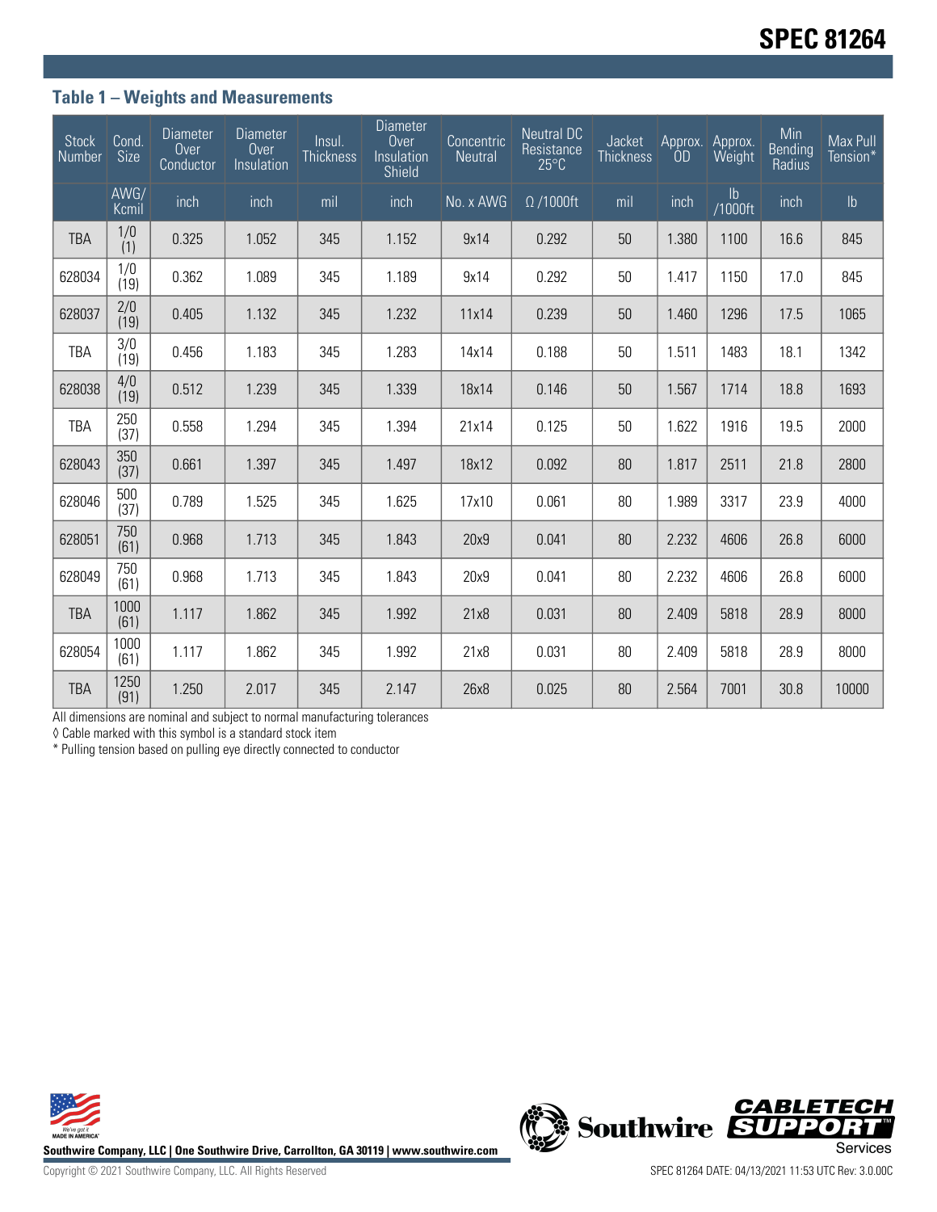### Table 1 – Weights and Measurements

| Stock Number | Cond. Size | Diameter Over Conductor | Diameter Over Insulation | Insul. Thickness | Diameter Over Insulation Shield | Concentric Neutral | Neutral DC Resistance 25°C | Jacket Thickness | Approx. OD | Approx. Weight | Min Bending Radius | Max Pull Tension* |
|---|---|---|---|---|---|---|---|---|---|---|---|---|
| | AWG/ Kcmil | inch | inch | mil | inch | No. x AWG | Ω /1000ft | mil | inch | lb /1000ft | inch | lb |
| TBA | 1/0 (1) | 0.325 | 1.052 | 345 | 1.152 | 9x14 | 0.292 | 50 | 1.380 | 1100 | 16.6 | 845 |
| 628034 | 1/0 (19) | 0.362 | 1.089 | 345 | 1.189 | 9x14 | 0.292 | 50 | 1.417 | 1150 | 17.0 | 845 |
| 628037 | 2/0 (19) | 0.405 | 1.132 | 345 | 1.232 | 11x14 | 0.239 | 50 | 1.460 | 1296 | 17.5 | 1065 |
| TBA | 3/0 (19) | 0.456 | 1.183 | 345 | 1.283 | 14x14 | 0.188 | 50 | 1.511 | 1483 | 18.1 | 1342 |
| 628038 | 4/0 (19) | 0.512 | 1.239 | 345 | 1.339 | 18x14 | 0.146 | 50 | 1.567 | 1714 | 18.8 | 1693 |
| TBA | 250 (37) | 0.558 | 1.294 | 345 | 1.394 | 21x14 | 0.125 | 50 | 1.622 | 1916 | 19.5 | 2000 |
| 628043 | 350 (37) | 0.661 | 1.397 | 345 | 1.497 | 18x12 | 0.092 | 80 | 1.817 | 2511 | 21.8 | 2800 |
| 628046 | 500 (37) | 0.789 | 1.525 | 345 | 1.625 | 17x10 | 0.061 | 80 | 1.989 | 3317 | 23.9 | 4000 |
| 628051 | 750 (61) | 0.968 | 1.713 | 345 | 1.843 | 20x9 | 0.041 | 80 | 2.232 | 4606 | 26.8 | 6000 |
| 628049 | 750 (61) | 0.968 | 1.713 | 345 | 1.843 | 20x9 | 0.041 | 80 | 2.232 | 4606 | 26.8 | 6000 |
| TBA | 1000 (61) | 1.117 | 1.862 | 345 | 1.992 | 21x8 | 0.031 | 80 | 2.409 | 5818 | 28.9 | 8000 |
| 628054 | 1000 (61) | 1.117 | 1.862 | 345 | 1.992 | 21x8 | 0.031 | 80 | 2.409 | 5818 | 28.9 | 8000 |
| TBA | 1250 (91) | 1.250 | 2.017 | 345 | 2.147 | 26x8 | 0.025 | 80 | 2.564 | 7001 | 30.8 | 10000 |

All dimensions are nominal and subject to normal manufacturing tolerances

◊ Cable marked with this symbol is a standard stock item

* Pulling tension based on pulling eye directly connected to conductor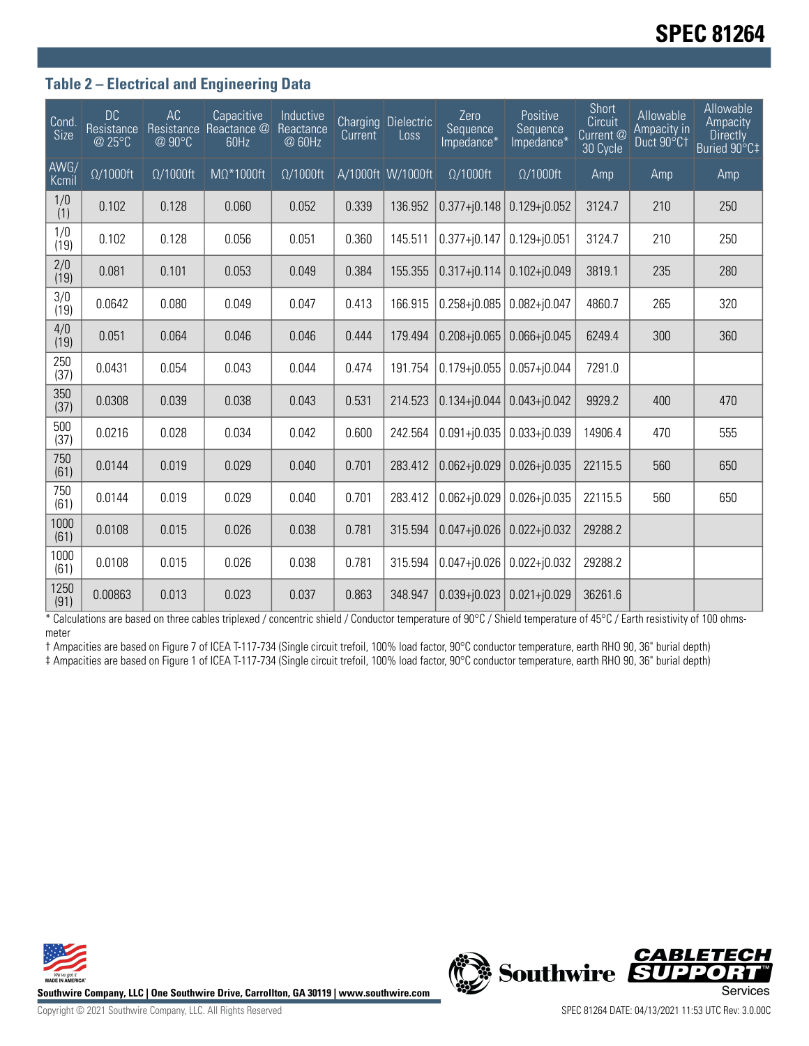### Table 2 – Electrical and Engineering Data

| Cond. Size | DC Resistance @ 25°C | AC Resistance @ 90°C | Capacitive Reactance @ 60Hz | Inductive Reactance @ 60Hz | Charging Current | Dielectric Loss | Zero Sequence Impedance* | Positive Sequence Impedance* | Short Circuit Current @ 30 Cycle | Allowable Ampacity in Duct 90°C† | Allowable Ampacity Directly Buried 90°C‡ |
|---|---|---|---|---|---|---|---|---|---|---|---|
| AWG/ Kcmil | Ω/1000ft | Ω/1000ft | MΩ*1000ft | Ω/1000ft | A/1000ft | W/1000ft | Ω/1000ft | Ω/1000ft | Amp | Amp | Amp |
| 1/0 (1) | 0.102 | 0.128 | 0.060 | 0.052 | 0.339 | 136.952 | 0.377+j0.148 | 0.129+j0.052 | 3124.7 | 210 | 250 |
| 1/0 (19) | 0.102 | 0.128 | 0.056 | 0.051 | 0.360 | 145.511 | 0.377+j0.147 | 0.129+j0.051 | 3124.7 | 210 | 250 |
| 2/0 (19) | 0.081 | 0.101 | 0.053 | 0.049 | 0.384 | 155.355 | 0.317+j0.114 | 0.102+j0.049 | 3819.1 | 235 | 280 |
| 3/0 (19) | 0.0642 | 0.080 | 0.049 | 0.047 | 0.413 | 166.915 | 0.258+j0.085 | 0.082+j0.047 | 4860.7 | 265 | 320 |
| 4/0 (19) | 0.051 | 0.064 | 0.046 | 0.046 | 0.444 | 179.494 | 0.208+j0.065 | 0.066+j0.045 | 6249.4 | 300 | 360 |
| 250 (37) | 0.0431 | 0.054 | 0.043 | 0.044 | 0.474 | 191.754 | 0.179+j0.055 | 0.057+j0.044 | 7291.0 | | |
| 350 (37) | 0.0308 | 0.039 | 0.038 | 0.043 | 0.531 | 214.523 | 0.134+j0.044 | 0.043+j0.042 | 9929.2 | 400 | 470 |
| 500 (37) | 0.0216 | 0.028 | 0.034 | 0.042 | 0.600 | 242.564 | 0.091+j0.035 | 0.033+j0.039 | 14906.4 | 470 | 555 |
| 750 (61) | 0.0144 | 0.019 | 0.029 | 0.040 | 0.701 | 283.412 | 0.062+j0.029 | 0.026+j0.035 | 22115.5 | 560 | 650 |
| 750 (61) | 0.0144 | 0.019 | 0.029 | 0.040 | 0.701 | 283.412 | 0.062+j0.029 | 0.026+j0.035 | 22115.5 | 560 | 650 |
| 1000 (61) | 0.0108 | 0.015 | 0.026 | 0.038 | 0.781 | 315.594 | 0.047+j0.026 | 0.022+j0.032 | 29288.2 | | |
| 1000 (61) | 0.0108 | 0.015 | 0.026 | 0.038 | 0.781 | 315.594 | 0.047+j0.026 | 0.022+j0.032 | 29288.2 | | |
| 1250 (91) | 0.00863 | 0.013 | 0.023 | 0.037 | 0.863 | 348.947 | 0.039+j0.023 | 0.021+j0.029 | 36261.6 | | |

* Calculations are based on three cables triplexed / concentric shield / Conductor temperature of 90°C / Shield temperature of 45°C / Earth resistivity of 100 ohms-meter

† Ampacities are based on Figure 7 of ICEA T-117-734 (Single circuit trefoil, 100% load factor, 90°C conductor temperature, earth RHO 90, 36" burial depth)

‡ Ampacities are based on Figure 1 of ICEA T-117-734 (Single circuit trefoil, 100% load factor, 90°C conductor temperature, earth RHO 90, 36" burial depth)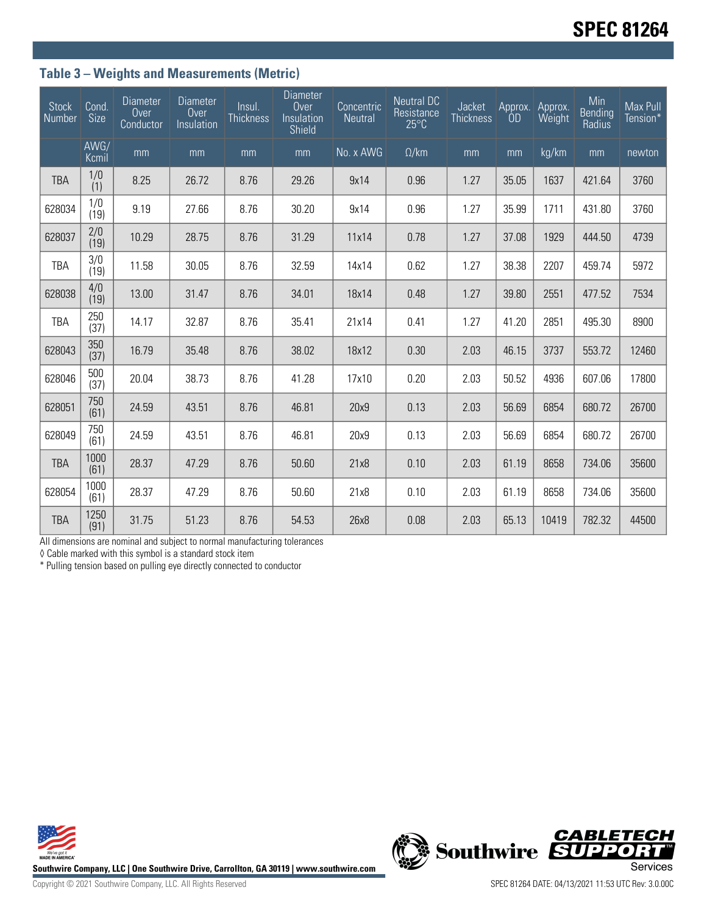## Table 3 – Weights and Measurements (Metric)

| Stock Number | Cond. Size | Diameter Over Conductor | Diameter Over Insulation | Insul. Thickness | Diameter Over Insulation Shield | Concentric Neutral | Neutral DC Resistance 25°C | Jacket Thickness | Approx. OD | Approx. Weight | Min Bending Radius | Max Pull Tension* |
|---|---|---|---|---|---|---|---|---|---|---|---|---|
| | AWG/ Kcmil | mm | mm | mm | mm | No. x AWG | Ω/km | mm | mm | kg/km | mm | newton |
| TBA | 1/0 (1) | 8.25 | 26.72 | 8.76 | 29.26 | 9x14 | 0.96 | 1.27 | 35.05 | 1637 | 421.64 | 3760 |
| 628034 | 1/0 (19) | 9.19 | 27.66 | 8.76 | 30.20 | 9x14 | 0.96 | 1.27 | 35.99 | 1711 | 431.80 | 3760 |
| 628037 | 2/0 (19) | 10.29 | 28.75 | 8.76 | 31.29 | 11x14 | 0.78 | 1.27 | 37.08 | 1929 | 444.50 | 4739 |
| TBA | 3/0 (19) | 11.58 | 30.05 | 8.76 | 32.59 | 14x14 | 0.62 | 1.27 | 38.38 | 2207 | 459.74 | 5972 |
| 628038 | 4/0 (19) | 13.00 | 31.47 | 8.76 | 34.01 | 18x14 | 0.48 | 1.27 | 39.80 | 2551 | 477.52 | 7534 |
| TBA | 250 (37) | 14.17 | 32.87 | 8.76 | 35.41 | 21x14 | 0.41 | 1.27 | 41.20 | 2851 | 495.30 | 8900 |
| 628043 | 350 (37) | 16.79 | 35.48 | 8.76 | 38.02 | 18x12 | 0.30 | 2.03 | 46.15 | 3737 | 553.72 | 12460 |
| 628046 | 500 (37) | 20.04 | 38.73 | 8.76 | 41.28 | 17x10 | 0.20 | 2.03 | 50.52 | 4936 | 607.06 | 17800 |
| 628051 | 750 (61) | 24.59 | 43.51 | 8.76 | 46.81 | 20x9 | 0.13 | 2.03 | 56.69 | 6854 | 680.72 | 26700 |
| 628049 | 750 (61) | 24.59 | 43.51 | 8.76 | 46.81 | 20x9 | 0.13 | 2.03 | 56.69 | 6854 | 680.72 | 26700 |
| TBA | 1000 (61) | 28.37 | 47.29 | 8.76 | 50.60 | 21x8 | 0.10 | 2.03 | 61.19 | 8658 | 734.06 | 35600 |
| 628054 | 1000 (61) | 28.37 | 47.29 | 8.76 | 50.60 | 21x8 | 0.10 | 2.03 | 61.19 | 8658 | 734.06 | 35600 |
| TBA | 1250 (91) | 31.75 | 51.23 | 8.76 | 54.53 | 26x8 | 0.08 | 2.03 | 65.13 | 10419 | 782.32 | 44500 |

All dimensions are nominal and subject to normal manufacturing tolerances

◊ Cable marked with this symbol is a standard stock item

* Pulling tension based on pulling eye directly connected to conductor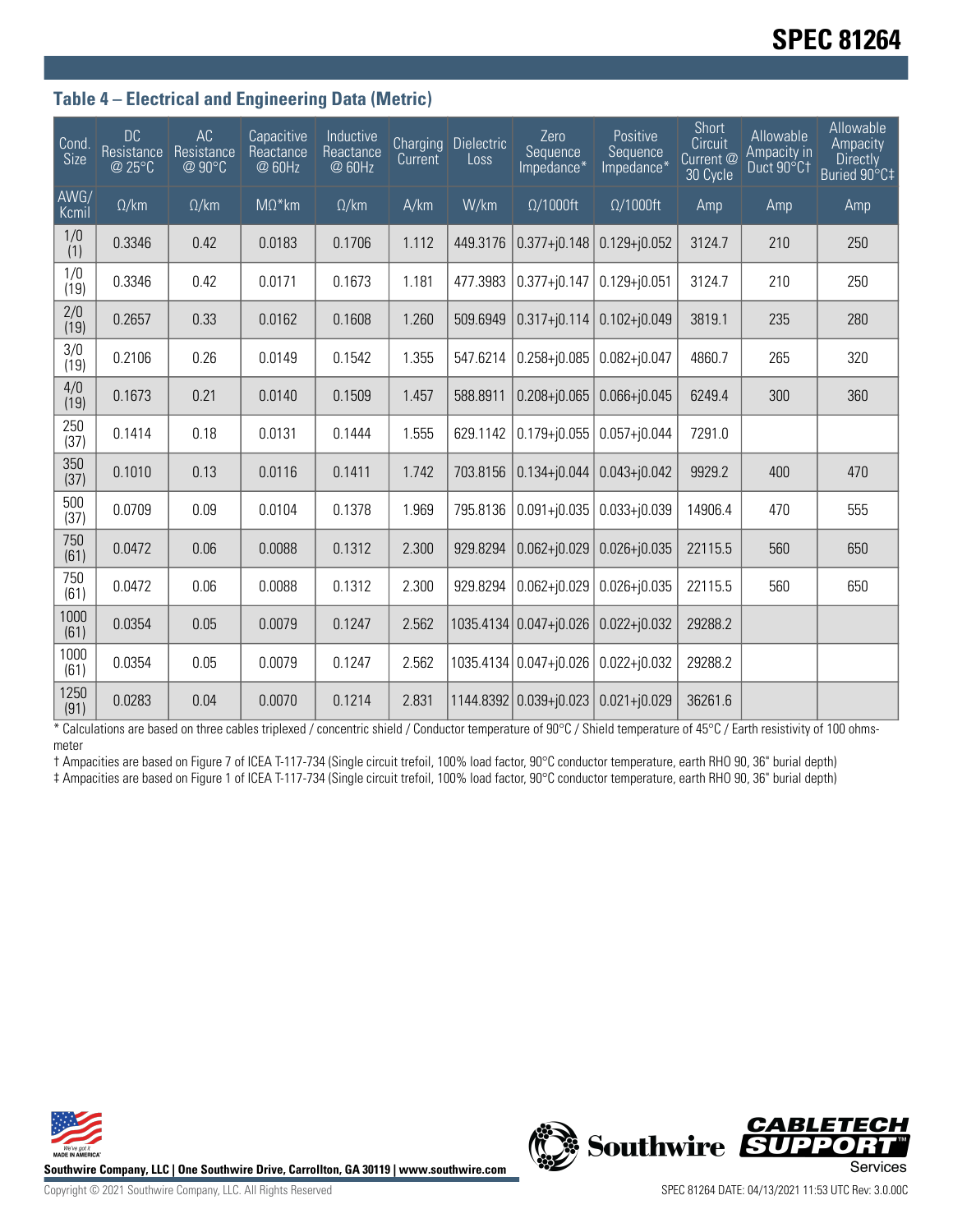### Table 4 – Electrical and Engineering Data (Metric)

| Cond. Size | DC Resistance @ 25°C | AC Resistance @ 90°C | Capacitive Reactance @ 60Hz | Inductive Reactance @ 60Hz | Charging Current | Dielectric Loss | Zero Sequence Impedance* | Positive Sequence Impedance* | Short Circuit Current @ 30 Cycle | Allowable Ampacity in Duct 90°C† | Allowable Ampacity Directly Buried 90°C‡ |
|---|---|---|---|---|---|---|---|---|---|---|---|
| AWG/ Kcmil | Ω/km | Ω/km | MΩ*km | Ω/km | A/km | W/km | Ω/1000ft | Ω/1000ft | Amp | Amp | Amp |
| 1/0 (1) | 0.3346 | 0.42 | 0.0183 | 0.1706 | 1.112 | 449.3176 | 0.377+j0.148 | 0.129+j0.052 | 3124.7 | 210 | 250 |
| 1/0 (19) | 0.3346 | 0.42 | 0.0171 | 0.1673 | 1.181 | 477.3983 | 0.377+j0.147 | 0.129+j0.051 | 3124.7 | 210 | 250 |
| 2/0 (19) | 0.2657 | 0.33 | 0.0162 | 0.1608 | 1.260 | 509.6949 | 0.317+j0.114 | 0.102+j0.049 | 3819.1 | 235 | 280 |
| 3/0 (19) | 0.2106 | 0.26 | 0.0149 | 0.1542 | 1.355 | 547.6214 | 0.258+j0.085 | 0.082+j0.047 | 4860.7 | 265 | 320 |
| 4/0 (19) | 0.1673 | 0.21 | 0.0140 | 0.1509 | 1.457 | 588.8911 | 0.208+j0.065 | 0.066+j0.045 | 6249.4 | 300 | 360 |
| 250 (37) | 0.1414 | 0.18 | 0.0131 | 0.1444 | 1.555 | 629.1142 | 0.179+j0.055 | 0.057+j0.044 | 7291.0 | | |
| 350 (37) | 0.1010 | 0.13 | 0.0116 | 0.1411 | 1.742 | 703.8156 | 0.134+j0.044 | 0.043+j0.042 | 9929.2 | 400 | 470 |
| 500 (37) | 0.0709 | 0.09 | 0.0104 | 0.1378 | 1.969 | 795.8136 | 0.091+j0.035 | 0.033+j0.039 | 14906.4 | 470 | 555 |
| 750 (61) | 0.0472 | 0.06 | 0.0088 | 0.1312 | 2.300 | 929.8294 | 0.062+j0.029 | 0.026+j0.035 | 22115.5 | 560 | 650 |
| 750 (61) | 0.0472 | 0.06 | 0.0088 | 0.1312 | 2.300 | 929.8294 | 0.062+j0.029 | 0.026+j0.035 | 22115.5 | 560 | 650 |
| 1000 (61) | 0.0354 | 0.05 | 0.0079 | 0.1247 | 2.562 | 1035.4134 | 0.047+j0.026 | 0.022+j0.032 | 29288.2 | | |
| 1000 (61) | 0.0354 | 0.05 | 0.0079 | 0.1247 | 2.562 | 1035.4134 | 0.047+j0.026 | 0.022+j0.032 | 29288.2 | | |
| 1250 (91) | 0.0283 | 0.04 | 0.0070 | 0.1214 | 2.831 | 1144.8392 | 0.039+j0.023 | 0.021+j0.029 | 36261.6 | | |

* Calculations are based on three cables triplexed / concentric shield / Conductor temperature of 90°C / Shield temperature of 45°C / Earth resistivity of 100 ohms-meter

† Ampacities are based on Figure 7 of ICEA T-117-734 (Single circuit trefoil, 100% load factor, 90°C conductor temperature, earth RHO 90, 36" burial depth)

‡ Ampacities are based on Figure 1 of ICEA T-117-734 (Single circuit trefoil, 100% load factor, 90°C conductor temperature, earth RHO 90, 36" burial depth)